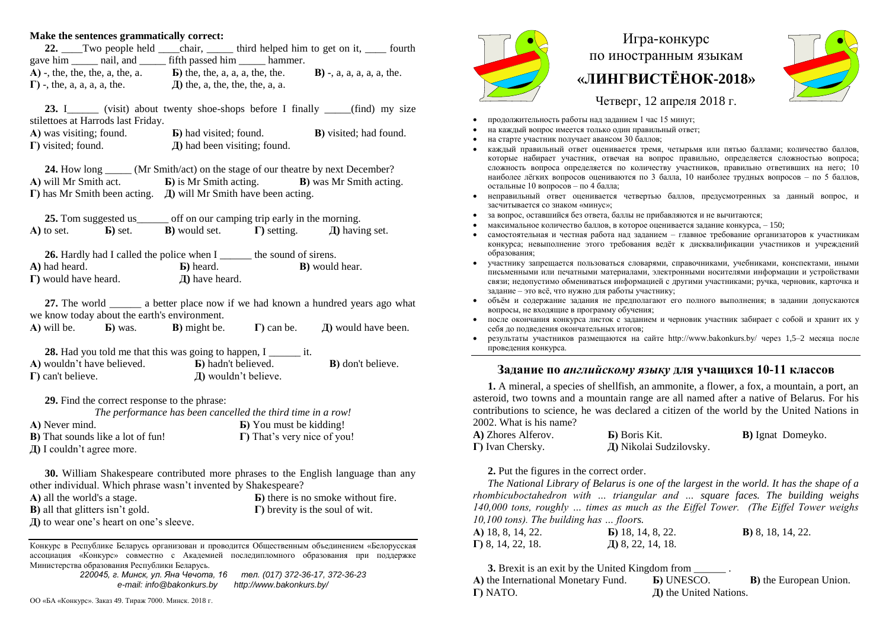Make the sentences grammatically correct:

**22.** ____Two people held ____chair, _____ third helped him to get on it, ____ fourth gave him _____ nail, and _____ fifth passed him _____ hammer.

**А)** -, the, the, the, a, the, a. **Б)** the, the, a, a, a, the, the. **В)** -, a, a, a, a, a, the.
**Г)** -, the, a, a, a, a, the. **Д)** the, a, the, the, the, a, a.

**23.** I______ (visit) about twenty shoe-shops before I finally _____(find) my size stilettoes at Harrods last Friday.

**А)** was visiting; found. **Б)** had visited; found. **В)** visited; had found.
**Г)** visited; found. **Д)** had been visiting; found.

**24.** How long _____ (Mr Smith/act) on the stage of our theatre by next December?

**А)** will Mr Smith act. **Б)** is Mr Smith acting. **В)** was Mr Smith acting.
**Г)** has Mr Smith been acting. **Д)** will Mr Smith have been acting.

**25.** Tom suggested us______ off on our camping trip early in the morning.

**А)** to set. **Б)** set. **В)** would set. **Г)** setting. **Д)** having set.

**26.** Hardly had I called the police when I ______ the sound of sirens.

**А)** had heard. **Б)** heard. **В)** would hear.
**Г)** would have heard. **Д)** have heard.

**27.** The world ______ a better place now if we had known a hundred years ago what we know today about the earth's environment.

**А)** will be. **Б)** was. **В)** might be. **Г)** can be. **Д)** would have been.

**28.** Had you told me that this was going to happen, I ______ it.

**А)** wouldn't have believed. **Б)** hadn't believed. **В)** don't believe.
**Г)** can't believe. **Д)** wouldn't believe.

**29.** Find the correct response to the phrase:

*The performance has been cancelled the third time in a row!*

**А)** Never mind. **Б)** You must be kidding!
**В)** That sounds like a lot of fun! **Г)** That's very nice of you!
**Д)** I couldn't agree more.

**30.** William Shakespeare contributed more phrases to the English language than any other individual. Which phrase wasn't invented by Shakespeare?

**А)** all the world's a stage. **Б)** there is no smoke without fire.
**В)** all that glitters isn't gold. **Г)** brevity is the soul of wit.
**Д)** to wear one's heart on one's sleeve.

Конкурс в Республике Беларусь организован и проводится Общественным объединением «Белорусская ассоциация «Конкурс» совместно с Академией последипломного образования при поддержке Министерства образования Республики Беларусь.

*220045, г. Минск, ул. Яна Чечота, 16 тел. (017) 372-36-17, 372-36-23*
*e-mail: info@bakonkurs.by http://www.bakonkurs.by/*

ОО «БА «Конкурс». Заказ 49. Тираж 7000. Минск. 2018 г.

# Игра-конкурс по иностранным языкам «ЛИНГВИСТЁНОК-2018»

Четверг, 12 апреля 2018 г.

- продолжительность работы над заданием 1 час 15 минут;
- на каждый вопрос имеется только один правильный ответ;
- на старте участник получает авансом 30 баллов;
- каждый правильный ответ оценивается тремя, четырьмя или пятью баллами; количество баллов, которые набирает участник, отвечая на вопрос правильно, определяется сложностью вопроса; сложность вопроса определяется по количеству участников, правильно ответивших на него; 10 наиболее лёгких вопросов оцениваются по 3 балла, 10 наиболее трудных вопросов – по 5 баллов, остальные 10 вопросов – по 4 балла;
- неправильный ответ оценивается четвертью баллов, предусмотренных за данный вопрос, и засчитывается со знаком «минус»;
- за вопрос, оставшийся без ответа, баллы не прибавляются и не вычитаются;
- максимальное количество баллов, в которое оценивается задание конкурса, – 150;
- самостоятельная и честная работа над заданием – главное требование организаторов к участникам конкурса; невыполнение этого требования ведёт к дисквалификации участников и учреждений образования;
- участнику запрещается пользоваться словарями, справочниками, учебниками, конспектами, иными письменными или печатными материалами, электронными носителями информации и устройствами связи; недопустимо обмениваться информацией с другими участниками; ручка, черновик, карточка и задание – это всё, что нужно для работы участнику;
- объём и содержание задания не предполагают его полного выполнения; в задании допускаются вопросы, не входящие в программу обучения;
- после окончания конкурса листок с заданием и черновик участник забирает с собой и хранит их у себя до подведения окончательных итогов;
- результаты участников размещаются на сайте http://www.bakonkurs.by/ через 1,5–2 месяца после проведения конкурса.

## Задание по *английскому языку* для учащихся 10-11 классов

**1.** A mineral, a species of shellfish, an ammonite, a flower, a fox, a mountain, a port, an asteroid, two towns and a mountain range are all named after a native of Belarus. For his contributions to science, he was declared a citizen of the world by the United Nations in 2002. What is his name?

**А)** Zhores Alferov. **Б)** Boris Kit. **В)** Ignat Domeyko.
**Г)** Ivan Chersky. **Д)** Nikolai Sudzilovsky.

**2.** Put the figures in the correct order.

*The National Library of Belarus is one of the largest in the world. It has the shape of a rhombicuboctahedron with … triangular and … square faces. The building weighs 140,000 tons, roughly … times as much as the Eiffel Tower. (The Eiffel Tower weighs 10,100 tons). The building has … floors.*

**А)** 18, 8, 14, 22. **Б)** 18, 14, 8, 22. **В)** 8, 18, 14, 22.
**Г)** 8, 14, 22, 18. **Д)** 8, 22, 14, 18.

**3.** Brexit is an exit by the United Kingdom from ______ .

**А)** the International Monetary Fund. **Б)** UNESCO. **В)** the European Union.
**Г)** NATO. **Д)** the United Nations.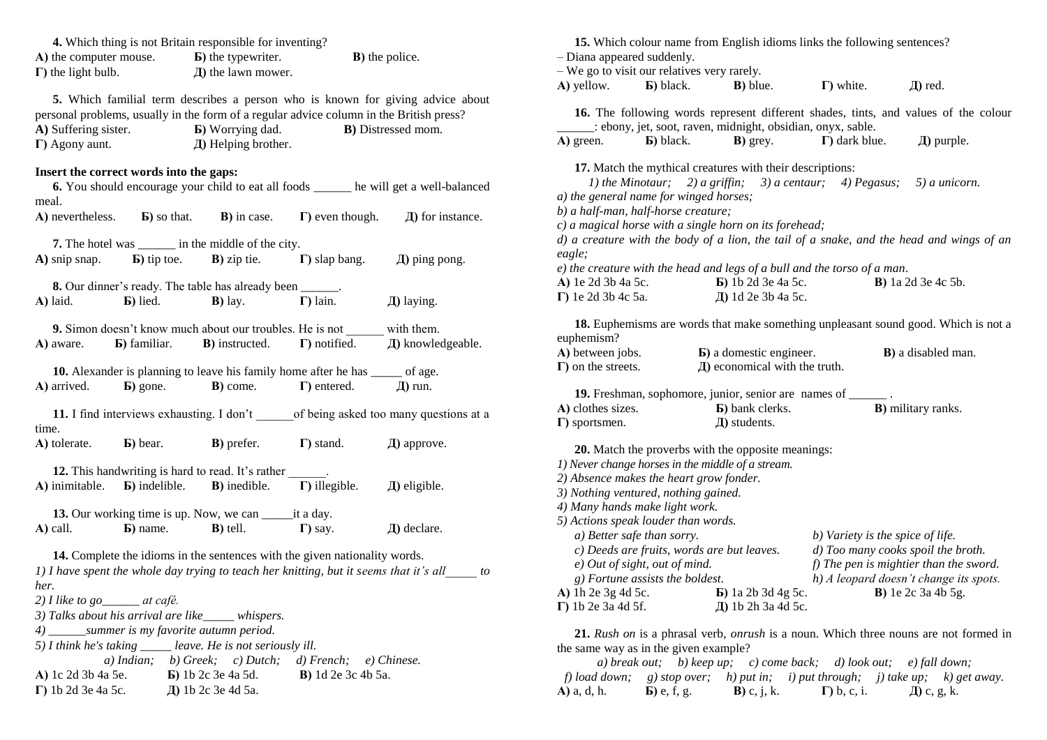**4.** Which thing is not Britain responsible for inventing?
**А)** the computer mouse. **Б)** the typewriter. **В)** the police.
**Г)** the light bulb. **Д)** the lawn mower.

**5.** Which familial term describes a person who is known for giving advice about personal problems, usually in the form of a regular advice column in the British press?
**А)** Suffering sister. **Б)** Worrying dad. **В)** Distressed mom.
**Г)** Agony aunt. **Д)** Helping brother.

**Insert the correct words into the gaps:**

**6.** You should encourage your child to eat all foods ______ he will get a well-balanced meal.
**А)** nevertheless. **Б)** so that. **В)** in case. **Г)** even though. **Д)** for instance.

**7.** The hotel was ______ in the middle of the city.
**А)** snip snap. **Б)** tip toe. **В)** zip tie. **Г)** slap bang. **Д)** ping pong.

**8.** Our dinner's ready. The table has already been ______.
**А)** laid. **Б)** lied. **В)** lay. **Г)** lain. **Д)** laying.

**9.** Simon doesn't know much about our troubles. He is not ______ with them.
**А)** aware. **Б)** familiar. **В)** instructed. **Г)** notified. **Д)** knowledgeable.

**10.** Alexander is planning to leave his family home after he has _____ of age.
**А)** arrived. **Б)** gone. **В)** come. **Г)** entered. **Д)** run.

**11.** I find interviews exhausting. I don't ______of being asked too many questions at a time.
**А)** tolerate. **Б)** bear. **В)** prefer. **Г)** stand. **Д)** approve.

**12.** This handwriting is hard to read. It's rather ______.
**А)** inimitable. **Б)** indelible. **В)** inedible. **Г)** illegible. **Д)** eligible.

**13.** Our working time is up. Now, we can _____it a day.
**А)** call. **Б)** name. **В)** tell. **Г)** say. **Д)** declare.

**14.** Complete the idioms in the sentences with the given nationality words.
*1) I have spent the whole day trying to teach her knitting, but it seems that it's all_____ to her.*
*2) I like to go______ at café.*
*3) Talks about his arrival are like_____ whispers.*
*4) ______summer is my favorite autumn period.*
*5) I think he's taking _____ leave. He is not seriously ill.*
*a) Indian; b) Greek; c) Dutch; d) French; e) Chinese.*
**А)** 1c 2d 3b 4a 5e. **Б)** 1b 2c 3e 4a 5d. **В)** 1d 2e 3c 4b 5a.
**Г)** 1b 2d 3e 4a 5c. **Д)** 1b 2c 3e 4d 5a.

**15.** Which colour name from English idioms links the following sentences?
– Diana appeared suddenly.
– We go to visit our relatives very rarely.
**А)** yellow. **Б)** black. **В)** blue. **Г)** white. **Д)** red.

**16.** The following words represent different shades, tints, and values of the colour ______: ebony, jet, soot, raven, midnight, obsidian, onyx, sable.
**А)** green. **Б)** black. **В)** grey. **Г)** dark blue. **Д)** purple.

**17.** Match the mythical creatures with their descriptions:
*1) the Minotaur; 2) a griffin; 3) a centaur; 4) Pegasus; 5) a unicorn.*
*a) the general name for winged horses;*
*b) a half-man, half-horse creature;*
*c) a magical horse with a single horn on its forehead;*
*d) a creature with the body of a lion, the tail of a snake, and the head and wings of an eagle;*
*e) the creature with the head and legs of a bull and the torso of a man.*
**А)** 1e 2d 3b 4a 5c. **Б)** 1b 2d 3e 4a 5c. **В)** 1a 2d 3e 4c 5b.
**Г)** 1e 2d 3b 4c 5a. **Д)** 1d 2e 3b 4a 5c.

**18.** Euphemisms are words that make something unpleasant sound good. Which is not a euphemism?
**А)** between jobs. **Б)** a domestic engineer. **В)** a disabled man.
**Г)** on the streets. **Д)** economical with the truth.

**19.** Freshman, sophomore, junior, senior are names of ______ .
**А)** clothes sizes. **Б)** bank clerks. **В)** military ranks.
**Г)** sportsmen. **Д)** students.

**20.** Match the proverbs with the opposite meanings:
*1) Never change horses in the middle of a stream.*
*2) Absence makes the heart grow fonder.*
*3) Nothing ventured, nothing gained.*
*4) Many hands make light work.*
*5) Actions speak louder than words.*
*a) Better safe than sorry.* *b) Variety is the spice of life.*
*c) Deeds are fruits, words are but leaves.* *d) Too many cooks spoil the broth.*
*e) Out of sight, out of mind.* *f) The pen is mightier than the sword.*
*g) Fortune assists the boldest.* *h) A leopard doesn't change its spots.*
**А)** 1h 2e 3g 4d 5c. **Б)** 1a 2b 3d 4g 5c. **В)** 1e 2c 3a 4b 5g.
**Г)** 1b 2e 3a 4d 5f. **Д)** 1b 2h 3a 4d 5c.

**21.** *Rush on* is a phrasal verb, *onrush* is a noun. Which three nouns are not formed in the same way as in the given example?
*a) break out; b) keep up; c) come back; d) look out; e) fall down;*
*f) load down; g) stop over; h) put in; i) put through; j) take up; k) get away.*
**А)** a, d, h. **Б)** e, f, g. **В)** c, j, k. **Г)** b, c, i. **Д)** c, g, k.